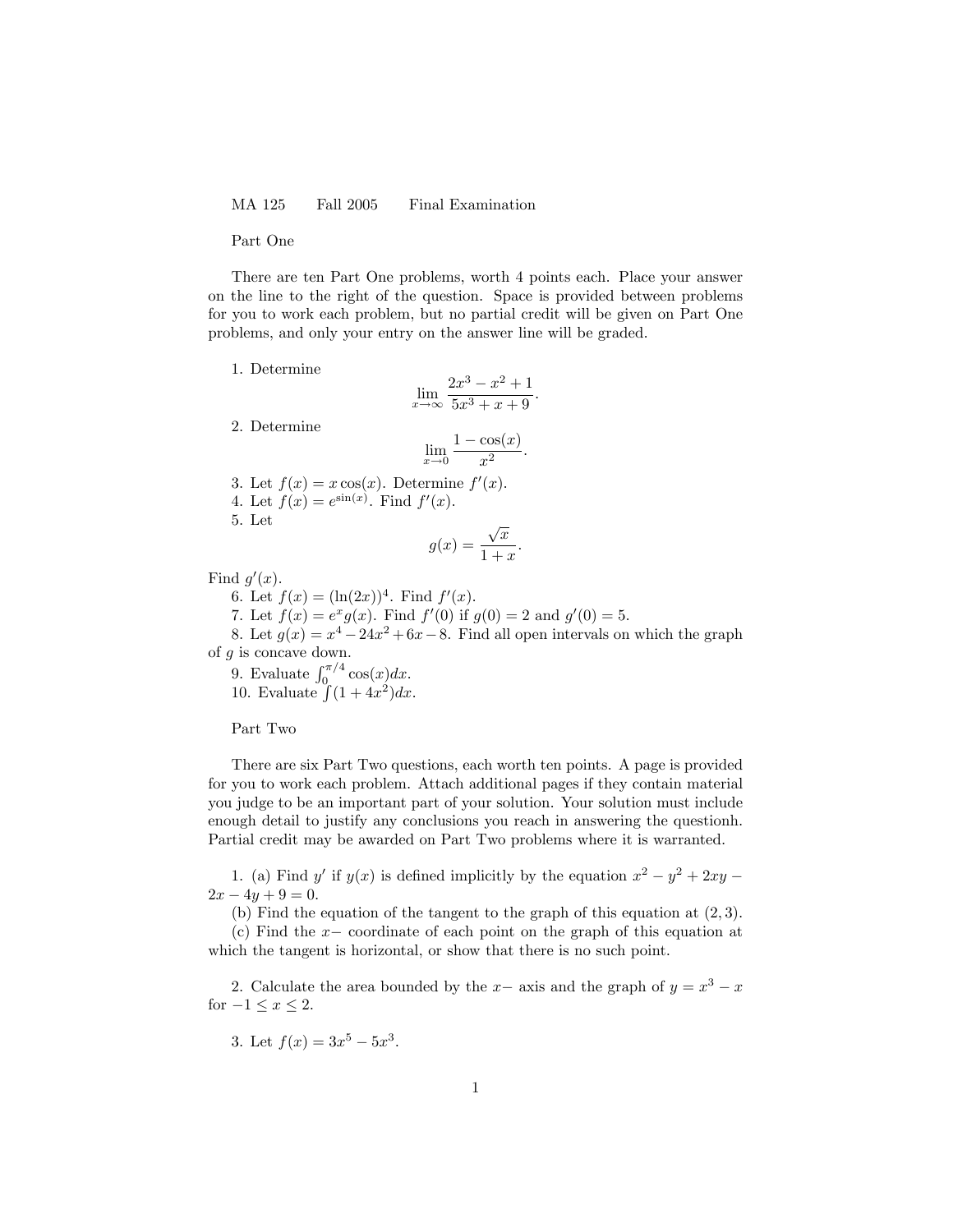MA 125 Fall 2005 Final Examination

Part One

There are ten Part One problems, worth 4 points each. Place your answer on the line to the right of the question. Space is provided between problems for you to work each problem, but no partial credit will be given on Part One problems, and only your entry on the answer line will be graded.

1. Determine
$$\lim_{x\to\infty} \frac{2x^3 - x^2 + 1}{5x^3 + x + 9}.$$

2. Determine
$$\lim_{x\to 0} \frac{1 - \cos(x)}{x^2}.$$

3. Let $f(x) = x\cos(x)$. Determine $f'(x)$.

4. Let $f(x) = e^{\sin(x)}$. Find $f'(x)$.

5. Let
$$g(x) = \frac{\sqrt{x}}{1+x}.$$
Find $g'(x)$.

6. Let $f(x) = (\ln(2x))^4$. Find $f'(x)$.

7. Let $f(x) = e^x g(x)$. Find $f'(0)$ if $g(0) = 2$ and $g'(0) = 5$.

8. Let $g(x) = x^4 - 24x^2 + 6x - 8$. Find all open intervals on which the graph of $g$ is concave down.

9. Evaluate $\int_0^{\pi/4} \cos(x)dx$.

10. Evaluate $\int (1 + 4x^2)dx$.

Part Two

There are six Part Two questions, each worth ten points. A page is provided for you to work each problem. Attach additional pages if they contain material you judge to be an important part of your solution. Your solution must include enough detail to justify any conclusions you reach in answering the questionh. Partial credit may be awarded on Part Two problems where it is warranted.

1. (a) Find $y'$ if $y(x)$ is defined implicitly by the equation $x^2 - y^2 + 2xy - 2x - 4y + 9 = 0$.

(b) Find the equation of the tangent to the graph of this equation at $(2, 3)$.

(c) Find the $x-$ coordinate of each point on the graph of this equation at which the tangent is horizontal, or show that there is no such point.

2. Calculate the area bounded by the $x-$ axis and the graph of $y = x^3 - x$ for $-1 \leq x \leq 2$.

3. Let $f(x) = 3x^5 - 5x^3$.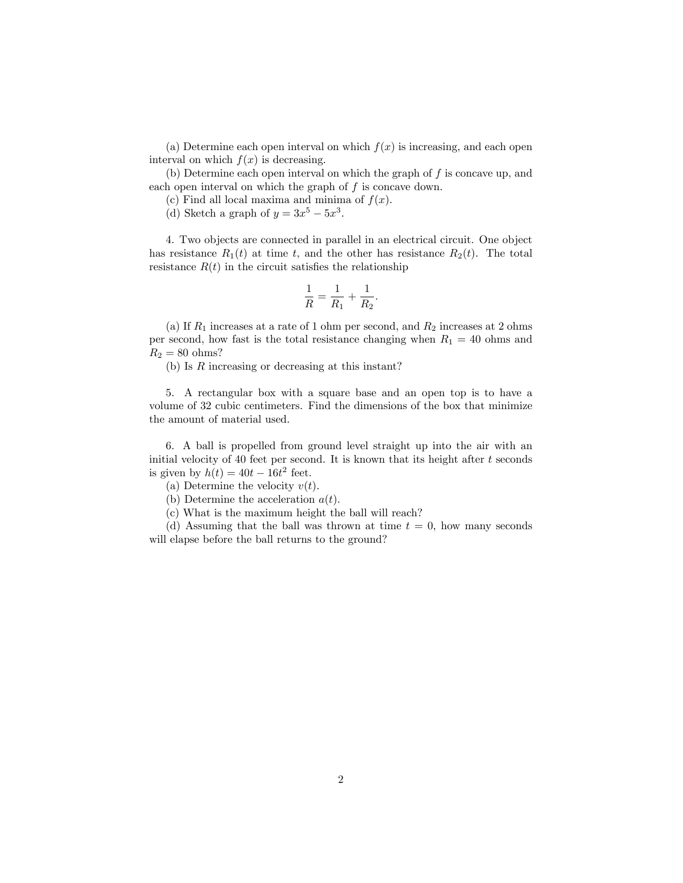(a) Determine each open interval on which $f(x)$ is increasing, and each open interval on which $f(x)$ is decreasing.

(b) Determine each open interval on which the graph of $f$ is concave up, and each open interval on which the graph of $f$ is concave down.

(c) Find all local maxima and minima of $f(x)$.

(d) Sketch a graph of $y = 3x^5 - 5x^3$.

4. Two objects are connected in parallel in an electrical circuit. One object has resistance $R_1(t)$ at time $t$, and the other has resistance $R_2(t)$. The total resistance $R(t)$ in the circuit satisfies the relationship

$$\frac{1}{R} = \frac{1}{R_1} + \frac{1}{R_2}.$$

(a) If $R_1$ increases at a rate of 1 ohm per second, and $R_2$ increases at 2 ohms per second, how fast is the total resistance changing when $R_1 = 40$ ohms and $R_2 = 80$ ohms?

(b) Is $R$ increasing or decreasing at this instant?

5. A rectangular box with a square base and an open top is to have a volume of 32 cubic centimeters. Find the dimensions of the box that minimize the amount of material used.

6. A ball is propelled from ground level straight up into the air with an initial velocity of 40 feet per second. It is known that its height after $t$ seconds is given by $h(t) = 40t - 16t^2$ feet.

(a) Determine the velocity $v(t)$.

(b) Determine the acceleration $a(t)$.

(c) What is the maximum height the ball will reach?

(d) Assuming that the ball was thrown at time $t = 0$, how many seconds will elapse before the ball returns to the ground?